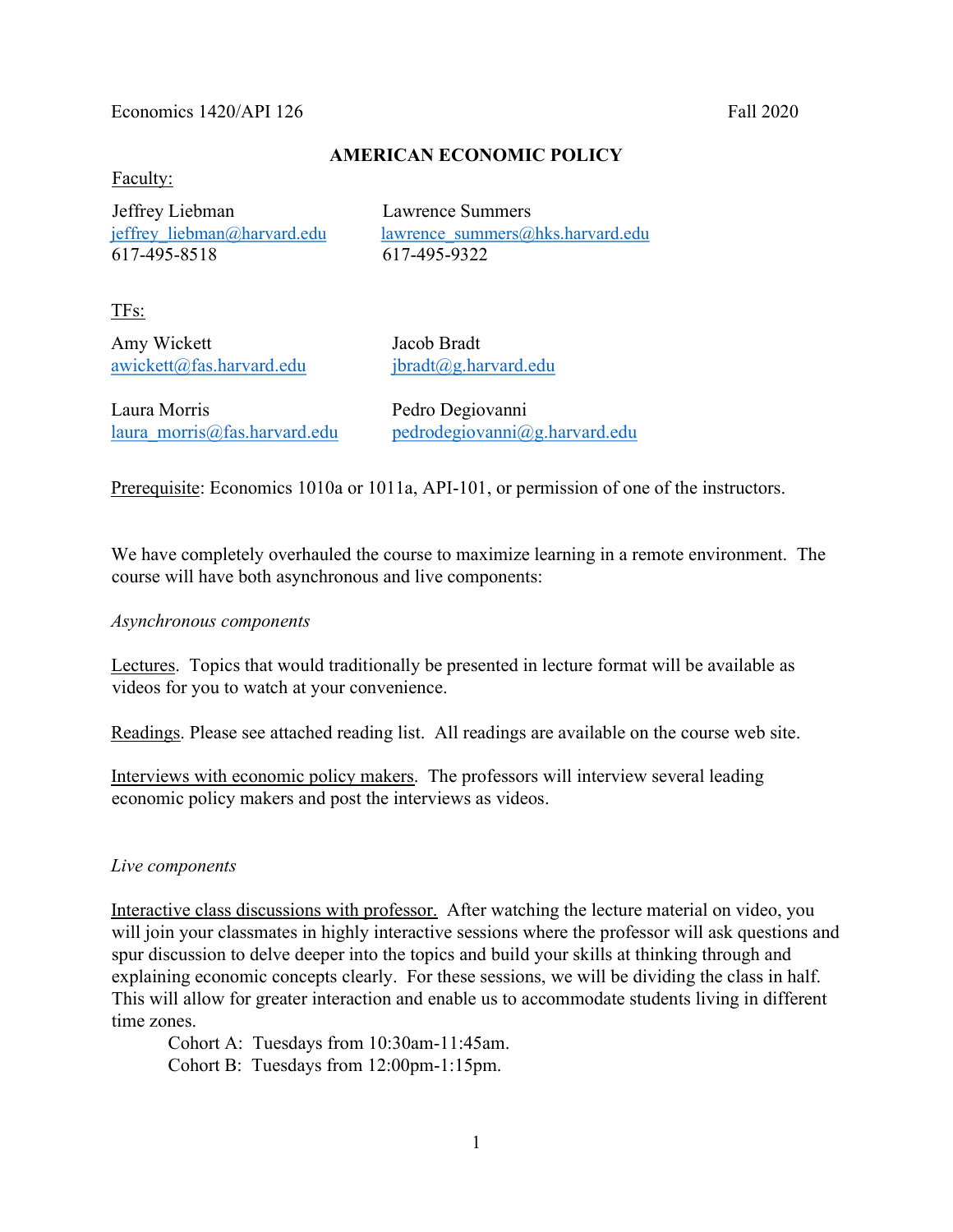Economics 1420/API 126 Fall 2020

# AMERICAN ECONOMIC POLICY

Faculty:

Jeffrey Liebman
jeffrey_liebman@harvard.edu
617-495-8518

Lawrence Summers
lawrence_summers@hks.harvard.edu
617-495-9322

TFs:

Amy Wickett
awickett@fas.harvard.edu

Jacob Bradt
jbradt@g.harvard.edu

Laura Morris
laura_morris@fas.harvard.edu

Pedro Degiovanni
pedrodegiovanni@g.harvard.edu

Prerequisite: Economics 1010a or 1011a, API-101, or permission of one of the instructors.

We have completely overhauled the course to maximize learning in a remote environment. The course will have both asynchronous and live components:

*Asynchronous components*

Lectures. Topics that would traditionally be presented in lecture format will be available as videos for you to watch at your convenience.

Readings. Please see attached reading list. All readings are available on the course web site.

Interviews with economic policy makers. The professors will interview several leading economic policy makers and post the interviews as videos.

*Live components*

Interactive class discussions with professor. After watching the lecture material on video, you will join your classmates in highly interactive sessions where the professor will ask questions and spur discussion to delve deeper into the topics and build your skills at thinking through and explaining economic concepts clearly. For these sessions, we will be dividing the class in half. This will allow for greater interaction and enable us to accommodate students living in different time zones.

Cohort A: Tuesdays from 10:30am-11:45am.
Cohort B: Tuesdays from 12:00pm-1:15pm.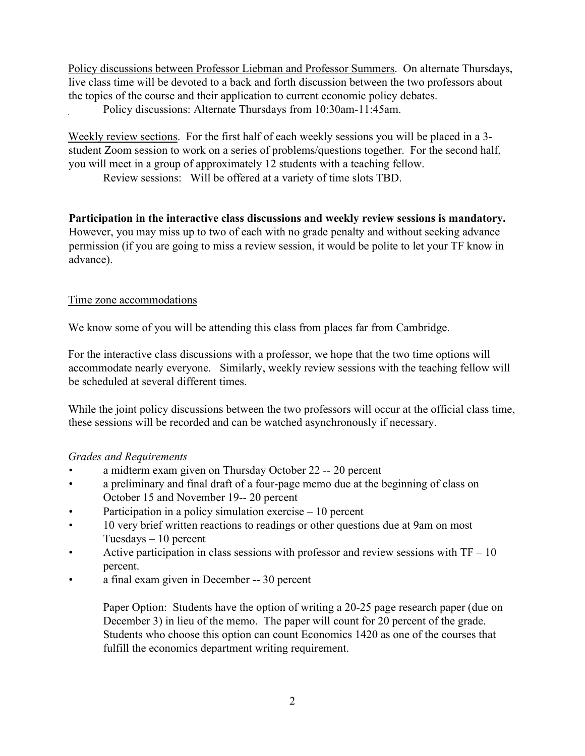Policy discussions between Professor Liebman and Professor Summers. On alternate Thursdays, live class time will be devoted to a back and forth discussion between the two professors about the topics of the course and their application to current economic policy debates.

Policy discussions: Alternate Thursdays from 10:30am-11:45am.

Weekly review sections. For the first half of each weekly sessions you will be placed in a 3-student Zoom session to work on a series of problems/questions together. For the second half, you will meet in a group of approximately 12 students with a teaching fellow.

Review sessions: Will be offered at a variety of time slots TBD.

**Participation in the interactive class discussions and weekly review sessions is mandatory.** However, you may miss up to two of each with no grade penalty and without seeking advance permission (if you are going to miss a review session, it would be polite to let your TF know in advance).

Time zone accommodations

We know some of you will be attending this class from places far from Cambridge.

For the interactive class discussions with a professor, we hope that the two time options will accommodate nearly everyone. Similarly, weekly review sessions with the teaching fellow will be scheduled at several different times.

While the joint policy discussions between the two professors will occur at the official class time, these sessions will be recorded and can be watched asynchronously if necessary.

*Grades and Requirements*

- a midterm exam given on Thursday October 22 -- 20 percent
- a preliminary and final draft of a four-page memo due at the beginning of class on October 15 and November 19-- 20 percent
- Participation in a policy simulation exercise – 10 percent
- 10 very brief written reactions to readings or other questions due at 9am on most Tuesdays – 10 percent
- Active participation in class sessions with professor and review sessions with TF – 10 percent.
- a final exam given in December -- 30 percent

Paper Option: Students have the option of writing a 20-25 page research paper (due on December 3) in lieu of the memo. The paper will count for 20 percent of the grade. Students who choose this option can count Economics 1420 as one of the courses that fulfill the economics department writing requirement.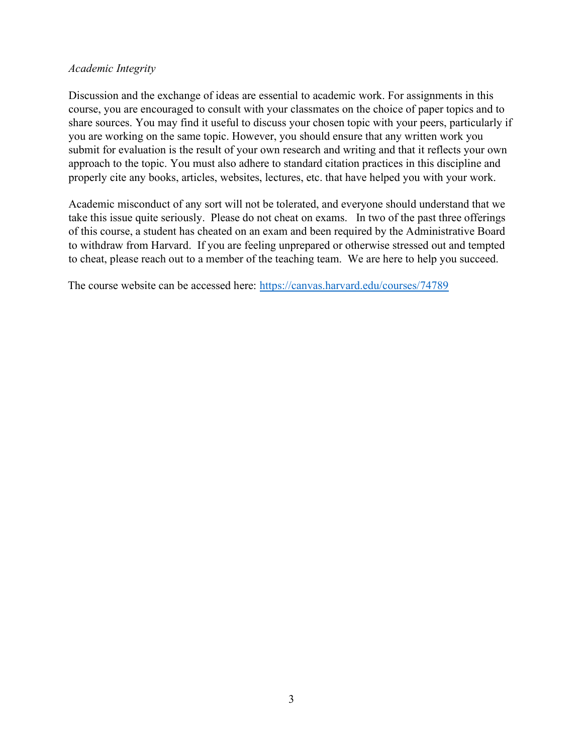*Academic Integrity*

Discussion and the exchange of ideas are essential to academic work. For assignments in this course, you are encouraged to consult with your classmates on the choice of paper topics and to share sources. You may find it useful to discuss your chosen topic with your peers, particularly if you are working on the same topic. However, you should ensure that any written work you submit for evaluation is the result of your own research and writing and that it reflects your own approach to the topic. You must also adhere to standard citation practices in this discipline and properly cite any books, articles, websites, lectures, etc. that have helped you with your work.

Academic misconduct of any sort will not be tolerated, and everyone should understand that we take this issue quite seriously. Please do not cheat on exams. In two of the past three offerings of this course, a student has cheated on an exam and been required by the Administrative Board to withdraw from Harvard. If you are feeling unprepared or otherwise stressed out and tempted to cheat, please reach out to a member of the teaching team. We are here to help you succeed.

The course website can be accessed here: [https://canvas.harvard.edu/courses/74789](https://canvas.harvard.edu/courses/74789)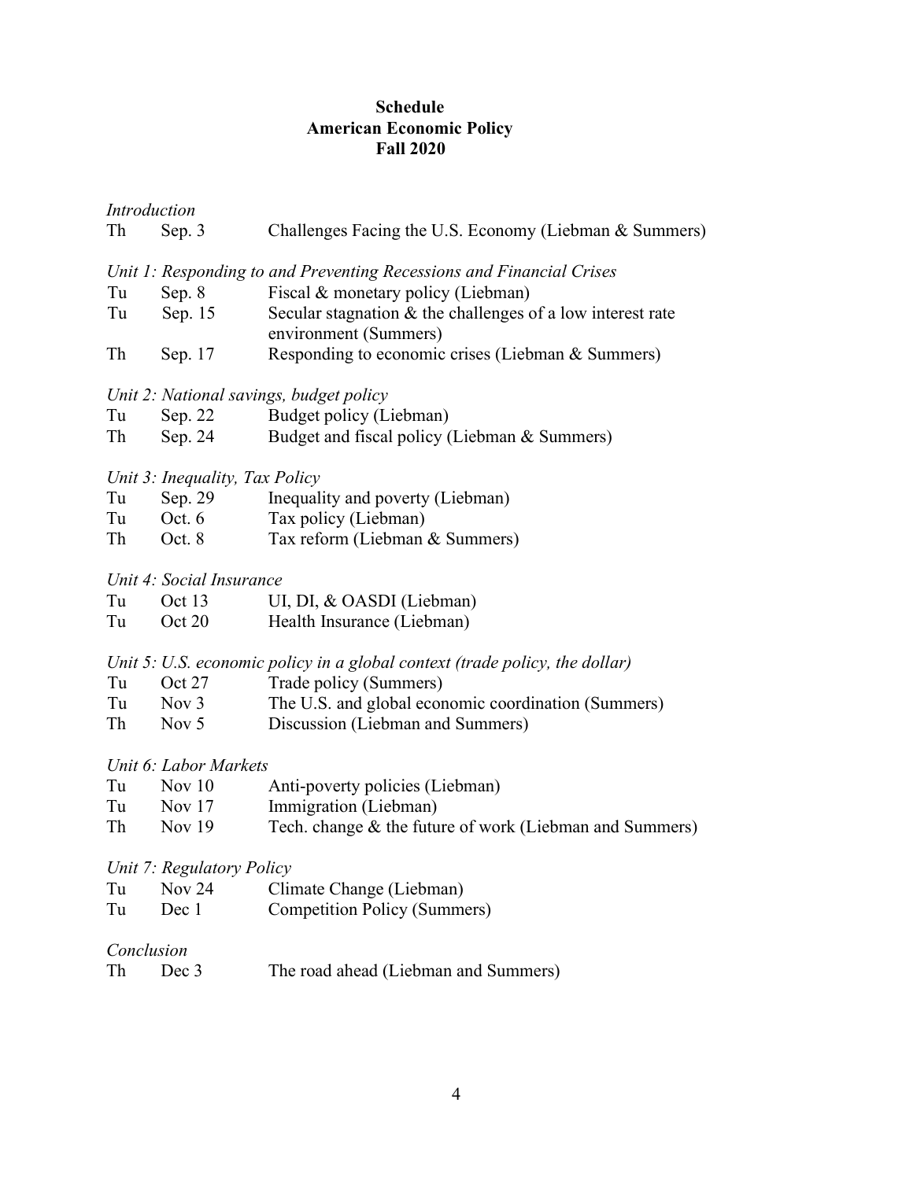**Schedule**
**American Economic Policy**
**Fall 2020**

*Introduction*

| | | |
|---|---|---|
| Th | Sep. 3 | Challenges Facing the U.S. Economy (Liebman & Summers) |

*Unit 1: Responding to and Preventing Recessions and Financial Crises*

| | | |
|---|---|---|
| Tu | Sep. 8 | Fiscal & monetary policy (Liebman) |
| Tu | Sep. 15 | Secular stagnation & the challenges of a low interest rate environment (Summers) |
| Th | Sep. 17 | Responding to economic crises (Liebman & Summers) |

*Unit 2: National savings, budget policy*

| | | |
|---|---|---|
| Tu | Sep. 22 | Budget policy (Liebman) |
| Th | Sep. 24 | Budget and fiscal policy (Liebman & Summers) |

*Unit 3: Inequality, Tax Policy*

| | | |
|---|---|---|
| Tu | Sep. 29 | Inequality and poverty (Liebman) |
| Tu | Oct. 6 | Tax policy (Liebman) |
| Th | Oct. 8 | Tax reform (Liebman & Summers) |

*Unit 4: Social Insurance*

| | | |
|---|---|---|
| Tu | Oct 13 | UI, DI, & OASDI (Liebman) |
| Tu | Oct 20 | Health Insurance (Liebman) |

*Unit 5: U.S. economic policy in a global context (trade policy, the dollar)*

| | | |
|---|---|---|
| Tu | Oct 27 | Trade policy (Summers) |
| Tu | Nov 3 | The U.S. and global economic coordination (Summers) |
| Th | Nov 5 | Discussion (Liebman and Summers) |

*Unit 6: Labor Markets*

| | | |
|---|---|---|
| Tu | Nov 10 | Anti-poverty policies (Liebman) |
| Tu | Nov 17 | Immigration (Liebman) |
| Th | Nov 19 | Tech. change & the future of work (Liebman and Summers) |

*Unit 7: Regulatory Policy*

| | | |
|---|---|---|
| Tu | Nov 24 | Climate Change (Liebman) |
| Tu | Dec 1 | Competition Policy (Summers) |

*Conclusion*

| | | |
|---|---|---|
| Th | Dec 3 | The road ahead (Liebman and Summers) |